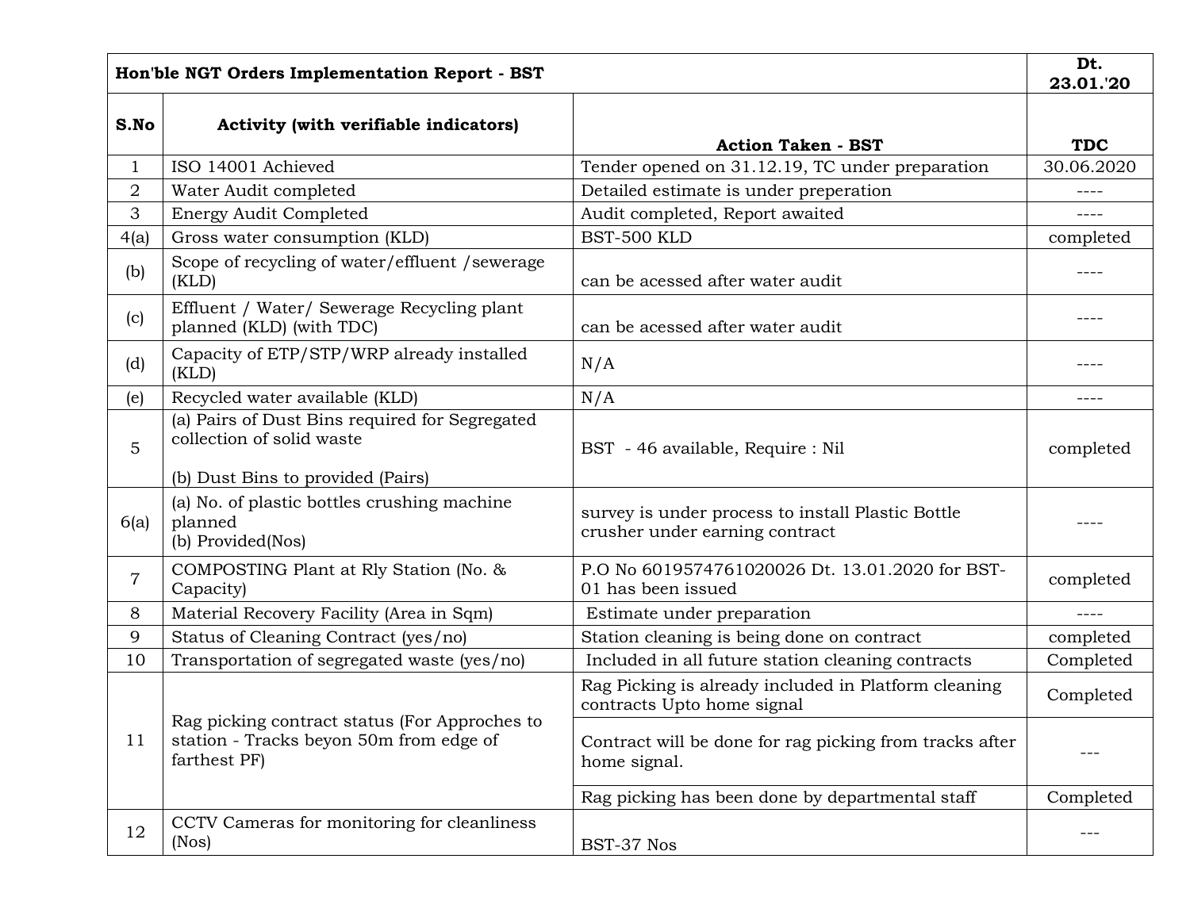| Hon'ble NGT Orders Implementation Report - BST | | | Dt. 23.01.'20 |
|---|---|---|---|
| **S.No** | **Activity (with verifiable indicators)** | **Action Taken - BST** | **TDC** |
| 1 | ISO 14001 Achieved | Tender opened on 31.12.19, TC under preparation | 30.06.2020 |
| 2 | Water Audit completed | Detailed estimate is under preperation | ---- |
| 3 | Energy Audit Completed | Audit completed, Report awaited | ---- |
| 4(a) | Gross water consumption (KLD) | BST-500 KLD | completed |
| (b) | Scope of recycling of water/effluent /sewerage (KLD) | can be acessed after water audit | ---- |
| (c) | Effluent / Water/ Sewerage Recycling plant planned (KLD) (with TDC) | can be acessed after water audit | ---- |
| (d) | Capacity of ETP/STP/WRP already installed (KLD) | N/A | ---- |
| (e) | Recycled water available (KLD) | N/A | ---- |
| 5 | (a) Pairs of Dust Bins required for Segregated collection of solid waste<br><br>(b) Dust Bins to provided (Pairs) | BST - 46 available, Require : Nil | completed |
| 6(a) | (a) No. of plastic bottles crushing machine planned<br>(b) Provided(Nos) | survey is under process to install Plastic Bottle crusher under earning contract | ---- |
| 7 | COMPOSTING Plant at Rly Station (No. & Capacity) | P.O No 6019574761020026 Dt. 13.01.2020 for BST-01 has been issued | completed |
| 8 | Material Recovery Facility (Area in Sqm) | Estimate under preparation | ---- |
| 9 | Status of Cleaning Contract (yes/no) | Station cleaning is being done on contract | completed |
| 10 | Transportation of segregated waste (yes/no) | Included in all future station cleaning contracts | Completed |
| 11 | Rag picking contract status (For Approches to station - Tracks beyon 50m from edge of farthest PF) | Rag Picking is already included in Platform cleaning contracts Upto home signal | Completed |
| | | Contract will be done for rag picking from tracks after home signal. | --- |
| | | Rag picking has been done by departmental staff | Completed |
| 12 | CCTV Cameras for monitoring for cleanliness (Nos) | BST-37 Nos | --- |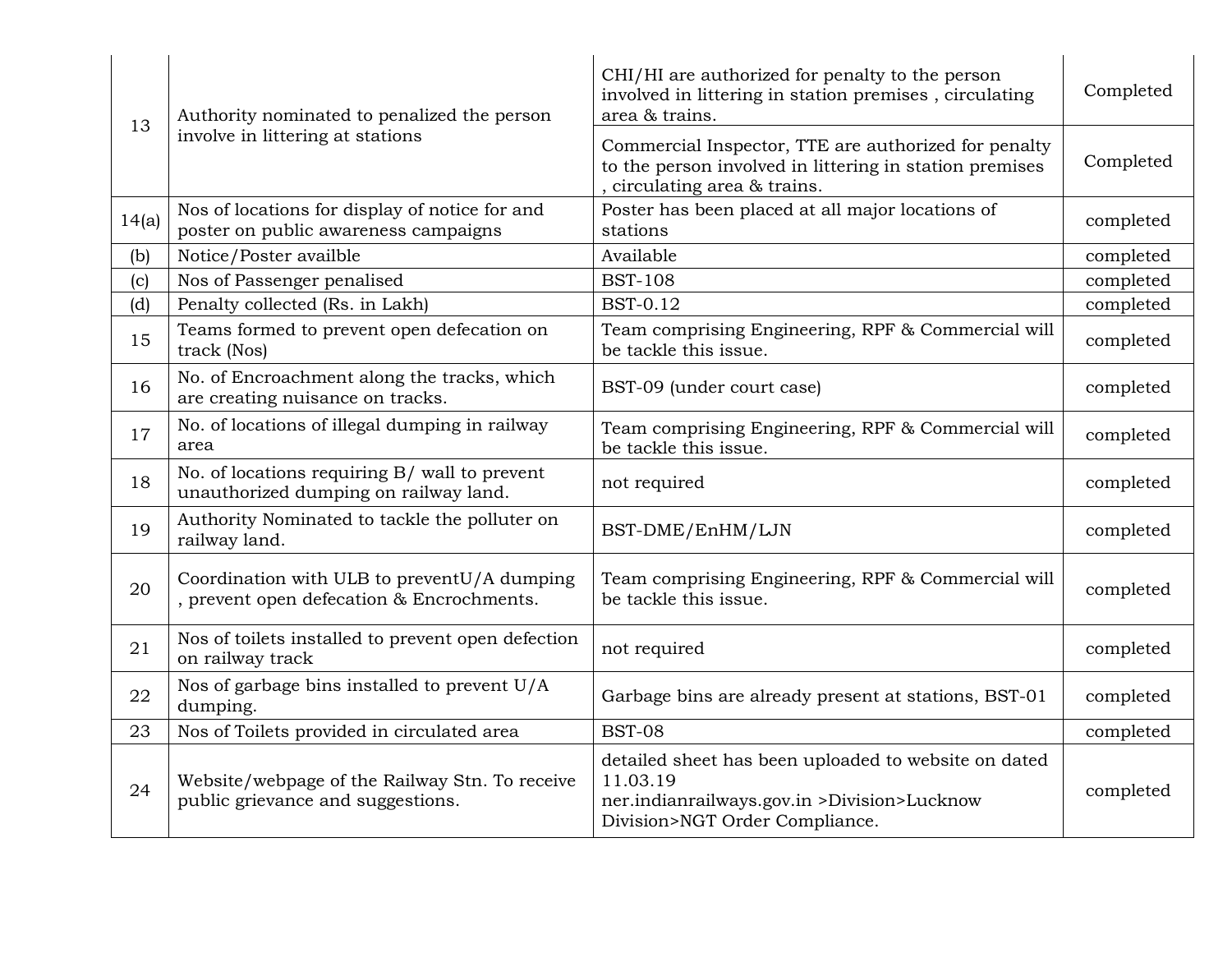| | | | |
|---|---|---|---|
| 13 | Authority nominated to penalized the person involve in littering at stations | CHI/HI are authorized for penalty to the person involved in littering in station premises , circulating area & trains. | Completed |
| | | Commercial Inspector, TTE are authorized for penalty to the person involved in littering in station premises , circulating area & trains. | Completed |
| 14(a) | Nos of locations for display of notice for and poster on public awareness campaigns | Poster has been placed at all major locations of stations | completed |
| (b) | Notice/Poster availble | Available | completed |
| (c) | Nos of Passenger penalised | BST-108 | completed |
| (d) | Penalty collected (Rs. in Lakh) | BST-0.12 | completed |
| 15 | Teams formed to prevent open defecation on track (Nos) | Team comprising Engineering, RPF & Commercial will be tackle this issue. | completed |
| 16 | No. of Encroachment along the tracks, which are creating nuisance on tracks. | BST-09 (under court case) | completed |
| 17 | No. of locations of illegal dumping in railway area | Team comprising Engineering, RPF & Commercial will be tackle this issue. | completed |
| 18 | No. of locations requiring B/ wall to prevent unauthorized dumping on railway land. | not required | completed |
| 19 | Authority Nominated to tackle the polluter on railway land. | BST-DME/EnHM/LJN | completed |
| 20 | Coordination with ULB to preventU/A dumping , prevent open defecation & Encrochments. | Team comprising Engineering, RPF & Commercial will be tackle this issue. | completed |
| 21 | Nos of toilets installed to prevent open defection on railway track | not required | completed |
| 22 | Nos of garbage bins installed to prevent U/A dumping. | Garbage bins are already present at stations, BST-01 | completed |
| 23 | Nos of Toilets provided in circulated area | BST-08 | completed |
| 24 | Website/webpage of the Railway Stn. To receive public grievance and suggestions. | detailed sheet has been uploaded to website on dated 11.03.19 ner.indianrailways.gov.in >Division>Lucknow Division>NGT Order Compliance. | completed |